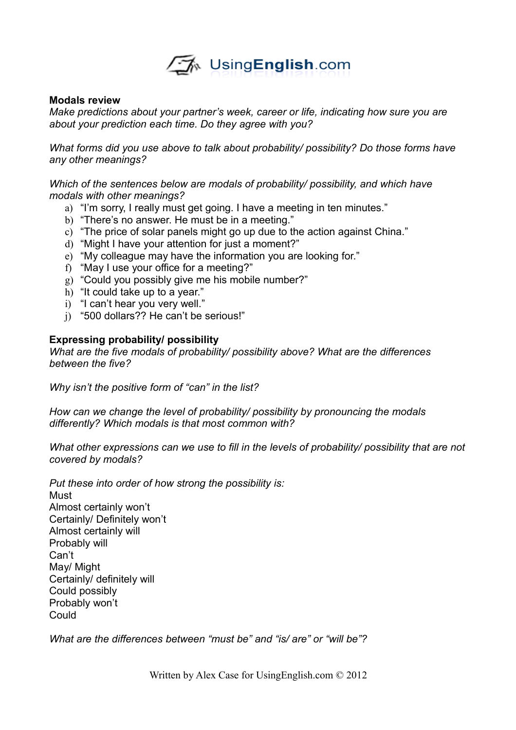**Modals review**

*Make predictions about your partner's week, career or life, indicating how sure you are about your prediction each time. Do they agree with you?*

*What forms did you use above to talk about probability/ possibility? Do those forms have any other meanings?*

*Which of the sentences below are modals of probability/ possibility, and which have modals with other meanings?*

a) "I'm sorry, I really must get going. I have a meeting in ten minutes."
b) "There's no answer. He must be in a meeting."
c) "The price of solar panels might go up due to the action against China."
d) "Might I have your attention for just a moment?"
e) "My colleague may have the information you are looking for."
f) "May I use your office for a meeting?"
g) "Could you possibly give me his mobile number?"
h) "It could take up to a year."
i) "I can't hear you very well."
j) "500 dollars?? He can't be serious!"

**Expressing probability/ possibility**

*What are the five modals of probability/ possibility above? What are the differences between the five?*

*Why isn't the positive form of "can" in the list?*

*How can we change the level of probability/ possibility by pronouncing the modals differently? Which modals is that most common with?*

*What other expressions can we use to fill in the levels of probability/ possibility that are not covered by modals?*

*Put these into order of how strong the possibility is:*

Must
Almost certainly won't
Certainly/ Definitely won't
Almost certainly will
Probably will
Can't
May/ Might
Certainly/ definitely will
Could possibly
Probably won't
Could

*What are the differences between "must be" and "is/ are" or "will be"?*

Written by Alex Case for UsingEnglish.com © 2012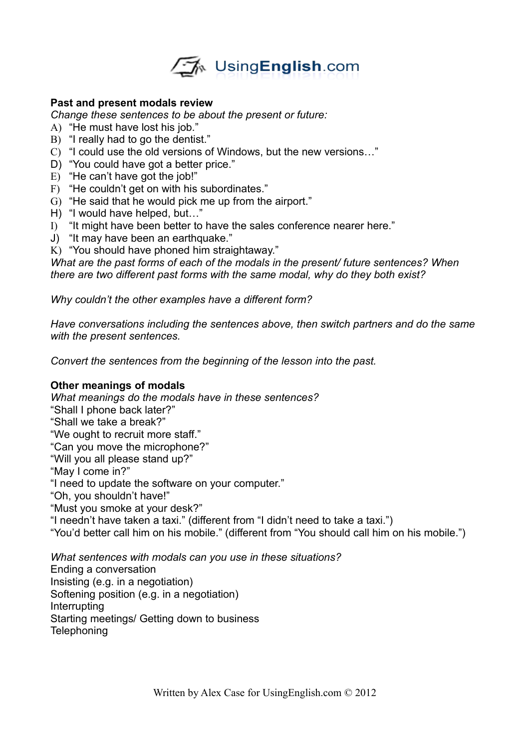**Past and present modals review**

*Change these sentences to be about the present or future:*

A) "He must have lost his job."
B) "I really had to go the dentist."
C) "I could use the old versions of Windows, but the new versions…"
D) "You could have got a better price."
E) "He can't have got the job!"
F) "He couldn't get on with his subordinates."
G) "He said that he would pick me up from the airport."
H) "I would have helped, but…"
I) "It might have been better to have the sales conference nearer here."
J) "It may have been an earthquake."
K) "You should have phoned him straightaway."

*What are the past forms of each of the modals in the present/ future sentences? When there are two different past forms with the same modal, why do they both exist?*

*Why couldn't the other examples have a different form?*

*Have conversations including the sentences above, then switch partners and do the same with the present sentences.*

*Convert the sentences from the beginning of the lesson into the past.*

**Other meanings of modals**

*What meanings do the modals have in these sentences?*

"Shall I phone back later?"
"Shall we take a break?"
"We ought to recruit more staff."
"Can you move the microphone?"
"Will you all please stand up?"
"May I come in?"
"I need to update the software on your computer."
"Oh, you shouldn't have!"
"Must you smoke at your desk?"
"I needn't have taken a taxi." (different from "I didn't need to take a taxi.")
"You'd better call him on his mobile." (different from "You should call him on his mobile.")

*What sentences with modals can you use in these situations?*

Ending a conversation
Insisting (e.g. in a negotiation)
Softening position (e.g. in a negotiation)
Interrupting
Starting meetings/ Getting down to business
Telephoning

Written by Alex Case for UsingEnglish.com © 2012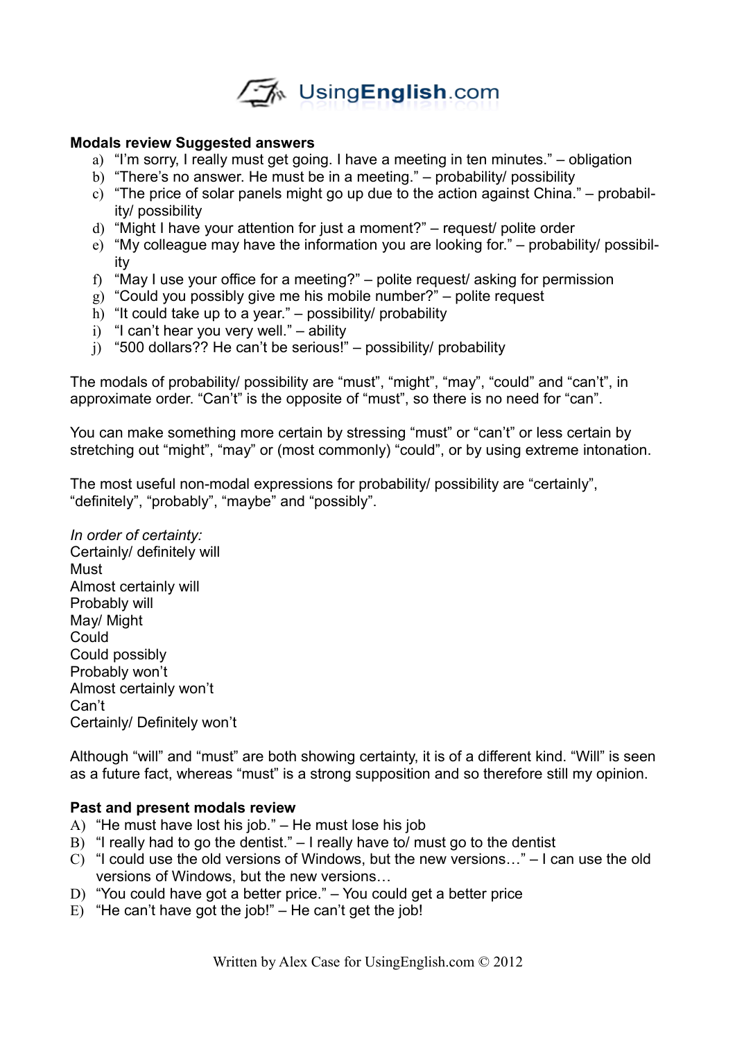**Modals review Suggested answers**

a) "I'm sorry, I really must get going. I have a meeting in ten minutes." – obligation
b) "There's no answer. He must be in a meeting." – probability/ possibility
c) "The price of solar panels might go up due to the action against China." – probability/ possibility
d) "Might I have your attention for just a moment?" – request/ polite order
e) "My colleague may have the information you are looking for." – probability/ possibility
f) "May I use your office for a meeting?" – polite request/ asking for permission
g) "Could you possibly give me his mobile number?" – polite request
h) "It could take up to a year." – possibility/ probability
i) "I can't hear you very well." – ability
j) "500 dollars?? He can't be serious!" – possibility/ probability

The modals of probability/ possibility are "must", "might", "may", "could" and "can't", in approximate order. "Can't" is the opposite of "must", so there is no need for "can".

You can make something more certain by stressing "must" or "can't" or less certain by stretching out "might", "may" or (most commonly) "could", or by using extreme intonation.

The most useful non-modal expressions for probability/ possibility are "certainly", "definitely", "probably", "maybe" and "possibly".

*In order of certainty:*
Certainly/ definitely will
Must
Almost certainly will
Probably will
May/ Might
Could
Could possibly
Probably won't
Almost certainly won't
Can't
Certainly/ Definitely won't

Although "will" and "must" are both showing certainty, it is of a different kind. "Will" is seen as a future fact, whereas "must" is a strong supposition and so therefore still my opinion.

**Past and present modals review**

A) "He must have lost his job." – He must lose his job
B) "I really had to go the dentist." – I really have to/ must go to the dentist
C) "I could use the old versions of Windows, but the new versions…" – I can use the old versions of Windows, but the new versions…
D) "You could have got a better price." – You could get a better price
E) "He can't have got the job!" – He can't get the job!

Written by Alex Case for UsingEnglish.com © 2012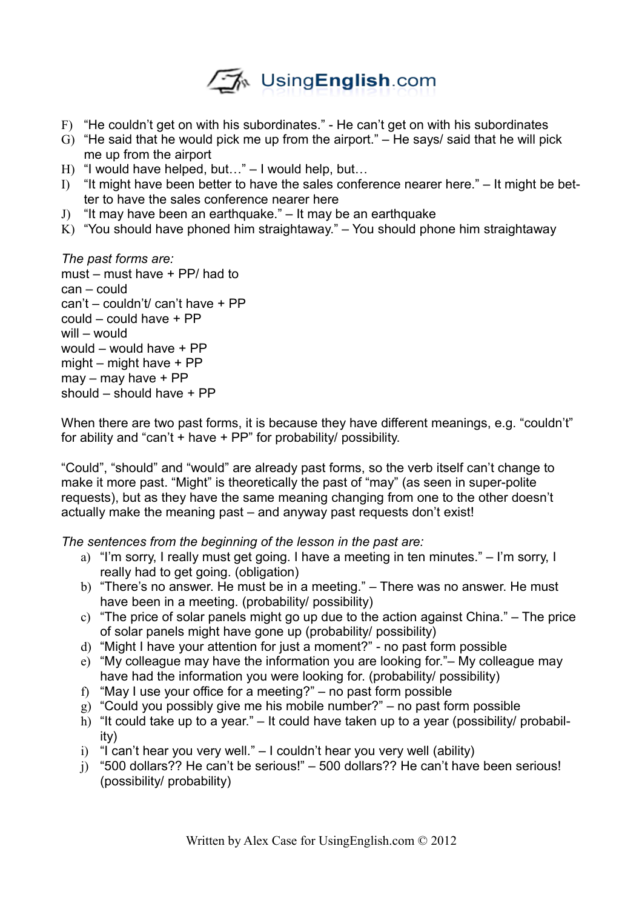F) "He couldn't get on with his subordinates." - He can't get on with his subordinates
G) "He said that he would pick me up from the airport." – He says/ said that he will pick me up from the airport
H) "I would have helped, but…" – I would help, but…
I) "It might have been better to have the sales conference nearer here." – It might be better to have the sales conference nearer here
J) "It may have been an earthquake." – It may be an earthquake
K) "You should have phoned him straightaway." – You should phone him straightaway

*The past forms are:*
must – must have + PP/ had to
can – could
can't – couldn't/ can't have + PP
could – could have + PP
will – would
would – would have + PP
might – might have + PP
may – may have + PP
should – should have + PP

When there are two past forms, it is because they have different meanings, e.g. "couldn't" for ability and "can't + have + PP" for probability/ possibility.

"Could", "should" and "would" are already past forms, so the verb itself can't change to make it more past. "Might" is theoretically the past of "may" (as seen in super-polite requests), but as they have the same meaning changing from one to the other doesn't actually make the meaning past – and anyway past requests don't exist!

*The sentences from the beginning of the lesson in the past are:*

a) "I'm sorry, I really must get going. I have a meeting in ten minutes." – I'm sorry, I really had to get going. (obligation)
b) "There's no answer. He must be in a meeting." – There was no answer. He must have been in a meeting. (probability/ possibility)
c) "The price of solar panels might go up due to the action against China." – The price of solar panels might have gone up (probability/ possibility)
d) "Might I have your attention for just a moment?" - no past form possible
e) "My colleague may have the information you are looking for."– My colleague may have had the information you were looking for. (probability/ possibility)
f) "May I use your office for a meeting?" – no past form possible
g) "Could you possibly give me his mobile number?" – no past form possible
h) "It could take up to a year." – It could have taken up to a year (possibility/ probability)
i) "I can't hear you very well." – I couldn't hear you very well (ability)
j) "500 dollars?? He can't be serious!" – 500 dollars?? He can't have been serious! (possibility/ probability)

Written by Alex Case for UsingEnglish.com © 2012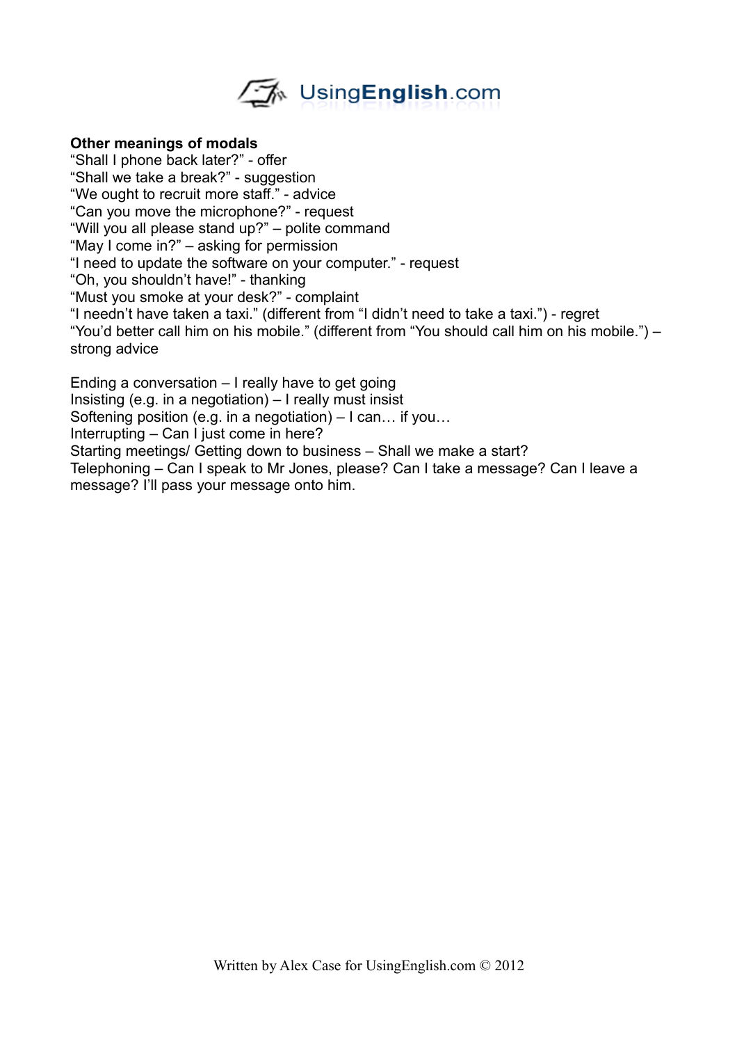**Other meanings of modals**

"Shall I phone back later?" - offer
"Shall we take a break?" - suggestion
"We ought to recruit more staff." - advice
"Can you move the microphone?" - request
"Will you all please stand up?" – polite command
"May I come in?" – asking for permission
"I need to update the software on your computer." - request
"Oh, you shouldn't have!" - thanking
"Must you smoke at your desk?" - complaint
"I needn't have taken a taxi." (different from "I didn't need to take a taxi.") - regret
"You'd better call him on his mobile." (different from "You should call him on his mobile.") – strong advice

Ending a conversation – I really have to get going
Insisting (e.g. in a negotiation) – I really must insist
Softening position (e.g. in a negotiation) – I can… if you…
Interrupting – Can I just come in here?
Starting meetings/ Getting down to business – Shall we make a start?
Telephoning – Can I speak to Mr Jones, please? Can I take a message? Can I leave a message? I'll pass your message onto him.